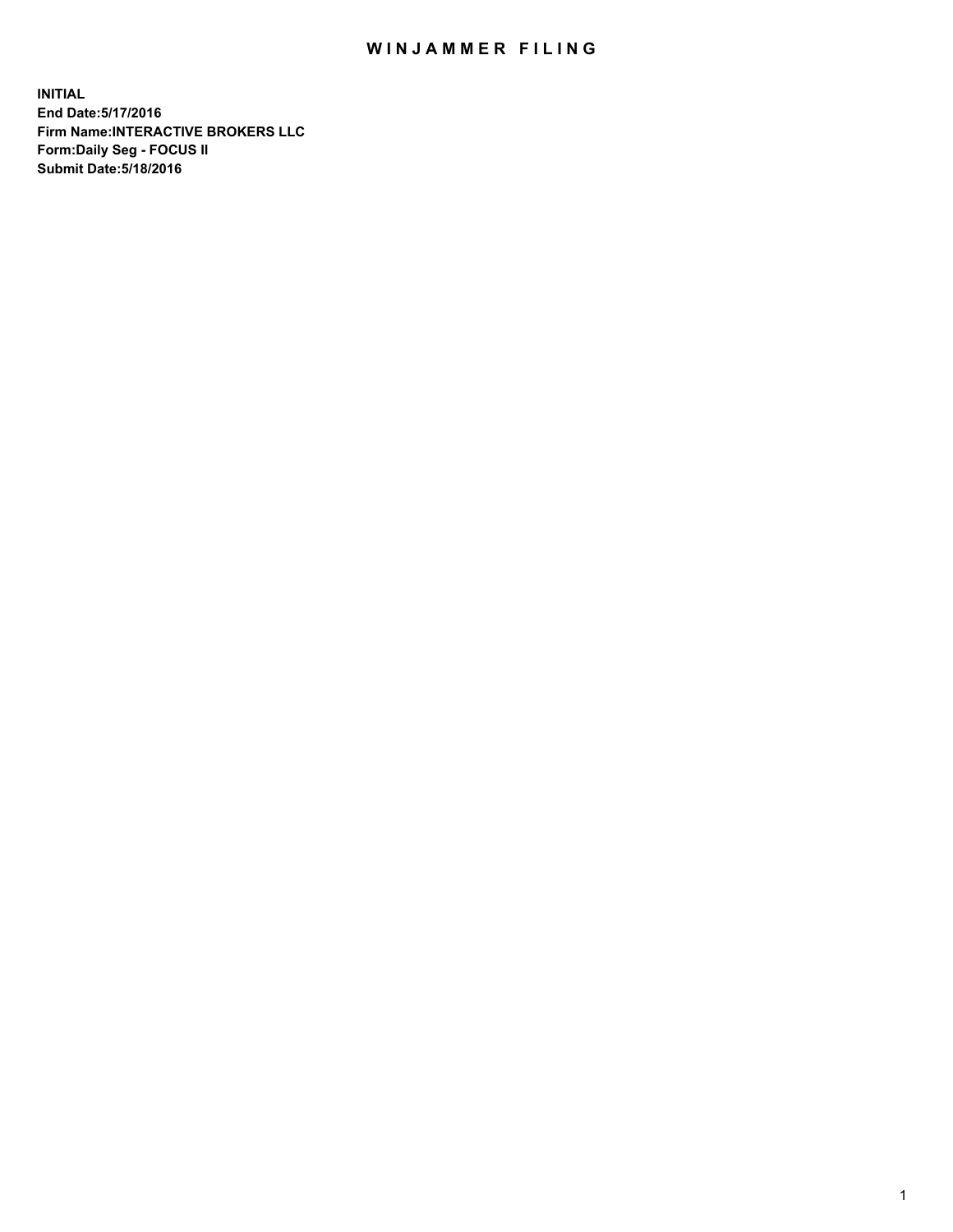# WINJAMMER FILING

**INITIAL**
**End Date:5/17/2016**
**Firm Name:INTERACTIVE BROKERS LLC**
**Form:Daily Seg - FOCUS II**
**Submit Date:5/18/2016**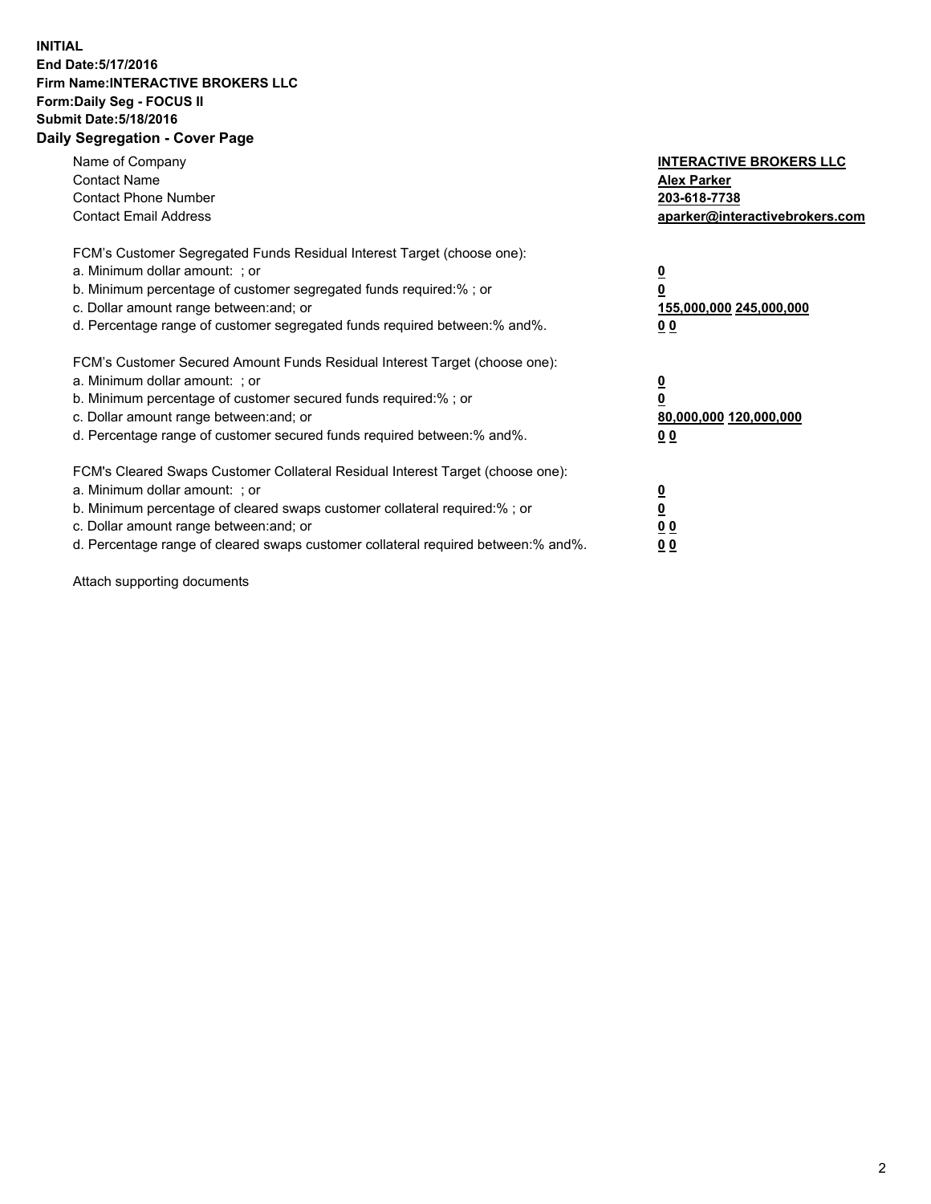**INITIAL**
**End Date:5/17/2016**
**Firm Name:INTERACTIVE BROKERS LLC**
**Form:Daily Seg - FOCUS II**
**Submit Date:5/18/2016**
**Daily Segregation - Cover Page**

| | |
|---|---|
| Name of Company | **INTERACTIVE BROKERS LLC** |
| Contact Name | **Alex Parker** |
| Contact Phone Number | **203-618-7738** |
| Contact Email Address | **aparker@interactivebrokers.com** |

| | |
|---|---|
| FCM's Customer Segregated Funds Residual Interest Target (choose one): | |
| a. Minimum dollar amount: ; or | **0** |
| b. Minimum percentage of customer segregated funds required:% ; or | **0** |
| c. Dollar amount range between:and; or | **155,000,000 245,000,000** |
| d. Percentage range of customer segregated funds required between:% and%. | **0 0** |

| | |
|---|---|
| FCM's Customer Secured Amount Funds Residual Interest Target (choose one): | |
| a. Minimum dollar amount: ; or | **0** |
| b. Minimum percentage of customer secured funds required:% ; or | **0** |
| c. Dollar amount range between:and; or | **80,000,000 120,000,000** |
| d. Percentage range of customer secured funds required between:% and%. | **0 0** |

| | |
|---|---|
| FCM's Cleared Swaps Customer Collateral Residual Interest Target (choose one): | |
| a. Minimum dollar amount: ; or | **0** |
| b. Minimum percentage of cleared swaps customer collateral required:% ; or | **0** |
| c. Dollar amount range between:and; or | **0 0** |
| d. Percentage range of cleared swaps customer collateral required between:% and%. | **0 0** |

Attach supporting documents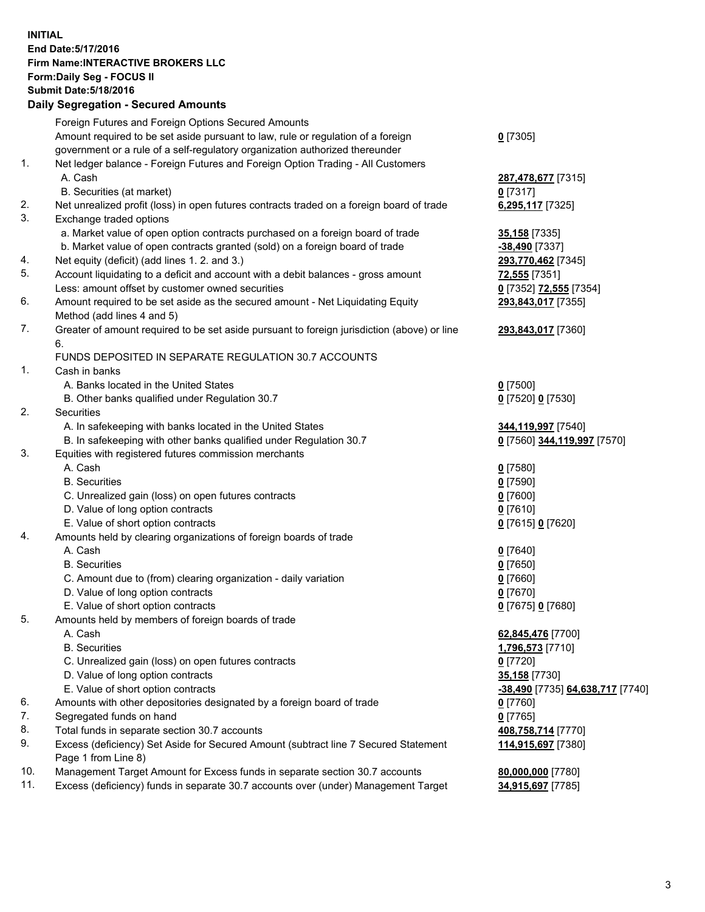**INITIAL**
**End Date:5/17/2016**
**Firm Name:INTERACTIVE BROKERS LLC**
**Form:Daily Seg - FOCUS II**
**Submit Date:5/18/2016**

## Daily Segregation - Secured Amounts

| | | |
|---|---|---|
| | Foreign Futures and Foreign Options Secured Amounts | |
| | Amount required to be set aside pursuant to law, rule or regulation of a foreign government or a rule of a self-regulatory organization authorized thereunder | **0** [7305] |
| 1. | Net ledger balance - Foreign Futures and Foreign Option Trading - All Customers | |
| | A. Cash | **287,478,677** [7315] |
| | B. Securities (at market) | **0** [7317] |
| 2. | Net unrealized profit (loss) in open futures contracts traded on a foreign board of trade | **6,295,117** [7325] |
| 3. | Exchange traded options | |
| | a. Market value of open option contracts purchased on a foreign board of trade | **35,158** [7335] |
| | b. Market value of open contracts granted (sold) on a foreign board of trade | **-38,490** [7337] |
| 4. | Net equity (deficit) (add lines 1. 2. and 3.) | **293,770,462** [7345] |
| 5. | Account liquidating to a deficit and account with a debit balances - gross amount | **72,555** [7351] |
| | Less: amount offset by customer owned securities | **0** [7352] **72,555** [7354] |
| 6. | Amount required to be set aside as the secured amount - Net Liquidating Equity Method (add lines 4 and 5) | **293,843,017** [7355] |
| 7. | Greater of amount required to be set aside pursuant to foreign jurisdiction (above) or line 6. | **293,843,017** [7360] |
| | FUNDS DEPOSITED IN SEPARATE REGULATION 30.7 ACCOUNTS | |
| 1. | Cash in banks | |
| | A. Banks located in the United States | **0** [7500] |
| | B. Other banks qualified under Regulation 30.7 | **0** [7520] **0** [7530] |
| 2. | Securities | |
| | A. In safekeeping with banks located in the United States | **344,119,997** [7540] |
| | B. In safekeeping with other banks qualified under Regulation 30.7 | **0** [7560] **344,119,997** [7570] |
| 3. | Equities with registered futures commission merchants | |
| | A. Cash | **0** [7580] |
| | B. Securities | **0** [7590] |
| | C. Unrealized gain (loss) on open futures contracts | **0** [7600] |
| | D. Value of long option contracts | **0** [7610] |
| | E. Value of short option contracts | **0** [7615] **0** [7620] |
| 4. | Amounts held by clearing organizations of foreign boards of trade | |
| | A. Cash | **0** [7640] |
| | B. Securities | **0** [7650] |
| | C. Amount due to (from) clearing organization - daily variation | **0** [7660] |
| | D. Value of long option contracts | **0** [7670] |
| | E. Value of short option contracts | **0** [7675] **0** [7680] |
| 5. | Amounts held by members of foreign boards of trade | |
| | A. Cash | **62,845,476** [7700] |
| | B. Securities | **1,796,573** [7710] |
| | C. Unrealized gain (loss) on open futures contracts | **0** [7720] |
| | D. Value of long option contracts | **35,158** [7730] |
| | E. Value of short option contracts | **-38,490** [7735] **64,638,717** [7740] |
| 6. | Amounts with other depositories designated by a foreign board of trade | **0** [7760] |
| 7. | Segregated funds on hand | **0** [7765] |
| 8. | Total funds in separate section 30.7 accounts | **408,758,714** [7770] |
| 9. | Excess (deficiency) Set Aside for Secured Amount (subtract line 7 Secured Statement Page 1 from Line 8) | **114,915,697** [7380] |
| 10. | Management Target Amount for Excess funds in separate section 30.7 accounts | **80,000,000** [7780] |
| 11. | Excess (deficiency) funds in separate 30.7 accounts over (under) Management Target | **34,915,697** [7785] |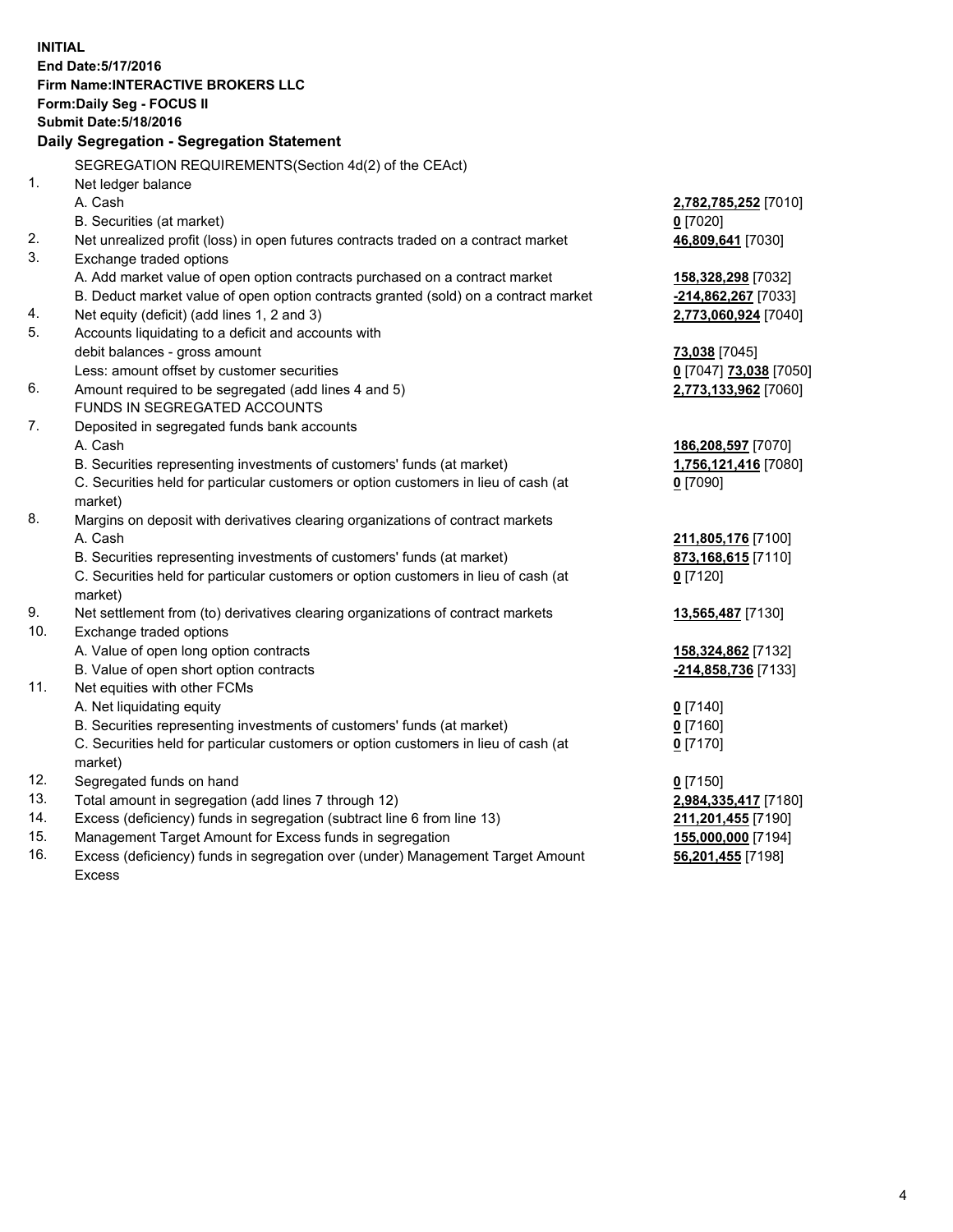**INITIAL**
**End Date:5/17/2016**
**Firm Name:INTERACTIVE BROKERS LLC**
**Form:Daily Seg - FOCUS II**
**Submit Date:5/18/2016**

**Daily Segregation - Segregation Statement**

SEGREGATION REQUIREMENTS(Section 4d(2) of the CEAct)

| | | |
|---|---|---|
| 1. | Net ledger balance | |
| | A. Cash | **2,782,785,252** [7010] |
| | B. Securities (at market) | **0** [7020] |
| 2. | Net unrealized profit (loss) in open futures contracts traded on a contract market | **46,809,641** [7030] |
| 3. | Exchange traded options | |
| | A. Add market value of open option contracts purchased on a contract market | **158,328,298** [7032] |
| | B. Deduct market value of open option contracts granted (sold) on a contract market | **-214,862,267** [7033] |
| 4. | Net equity (deficit) (add lines 1, 2 and 3) | **2,773,060,924** [7040] |
| 5. | Accounts liquidating to a deficit and accounts with | |
| | debit balances - gross amount | **73,038** [7045] |
| | Less: amount offset by customer securities | **0** [7047] **73,038** [7050] |
| 6. | Amount required to be segregated (add lines 4 and 5) | **2,773,133,962** [7060] |
| | FUNDS IN SEGREGATED ACCOUNTS | |
| 7. | Deposited in segregated funds bank accounts | |
| | A. Cash | **186,208,597** [7070] |
| | B. Securities representing investments of customers' funds (at market) | **1,756,121,416** [7080] |
| | C. Securities held for particular customers or option customers in lieu of cash (at market) | **0** [7090] |
| 8. | Margins on deposit with derivatives clearing organizations of contract markets | |
| | A. Cash | **211,805,176** [7100] |
| | B. Securities representing investments of customers' funds (at market) | **873,168,615** [7110] |
| | C. Securities held for particular customers or option customers in lieu of cash (at market) | **0** [7120] |
| 9. | Net settlement from (to) derivatives clearing organizations of contract markets | **13,565,487** [7130] |
| 10. | Exchange traded options | |
| | A. Value of open long option contracts | **158,324,862** [7132] |
| | B. Value of open short option contracts | **-214,858,736** [7133] |
| 11. | Net equities with other FCMs | |
| | A. Net liquidating equity | **0** [7140] |
| | B. Securities representing investments of customers' funds (at market) | **0** [7160] |
| | C. Securities held for particular customers or option customers in lieu of cash (at market) | **0** [7170] |
| 12. | Segregated funds on hand | **0** [7150] |
| 13. | Total amount in segregation (add lines 7 through 12) | **2,984,335,417** [7180] |
| 14. | Excess (deficiency) funds in segregation (subtract line 6 from line 13) | **211,201,455** [7190] |
| 15. | Management Target Amount for Excess funds in segregation | **155,000,000** [7194] |
| 16. | Excess (deficiency) funds in segregation over (under) Management Target Amount Excess | **56,201,455** [7198] |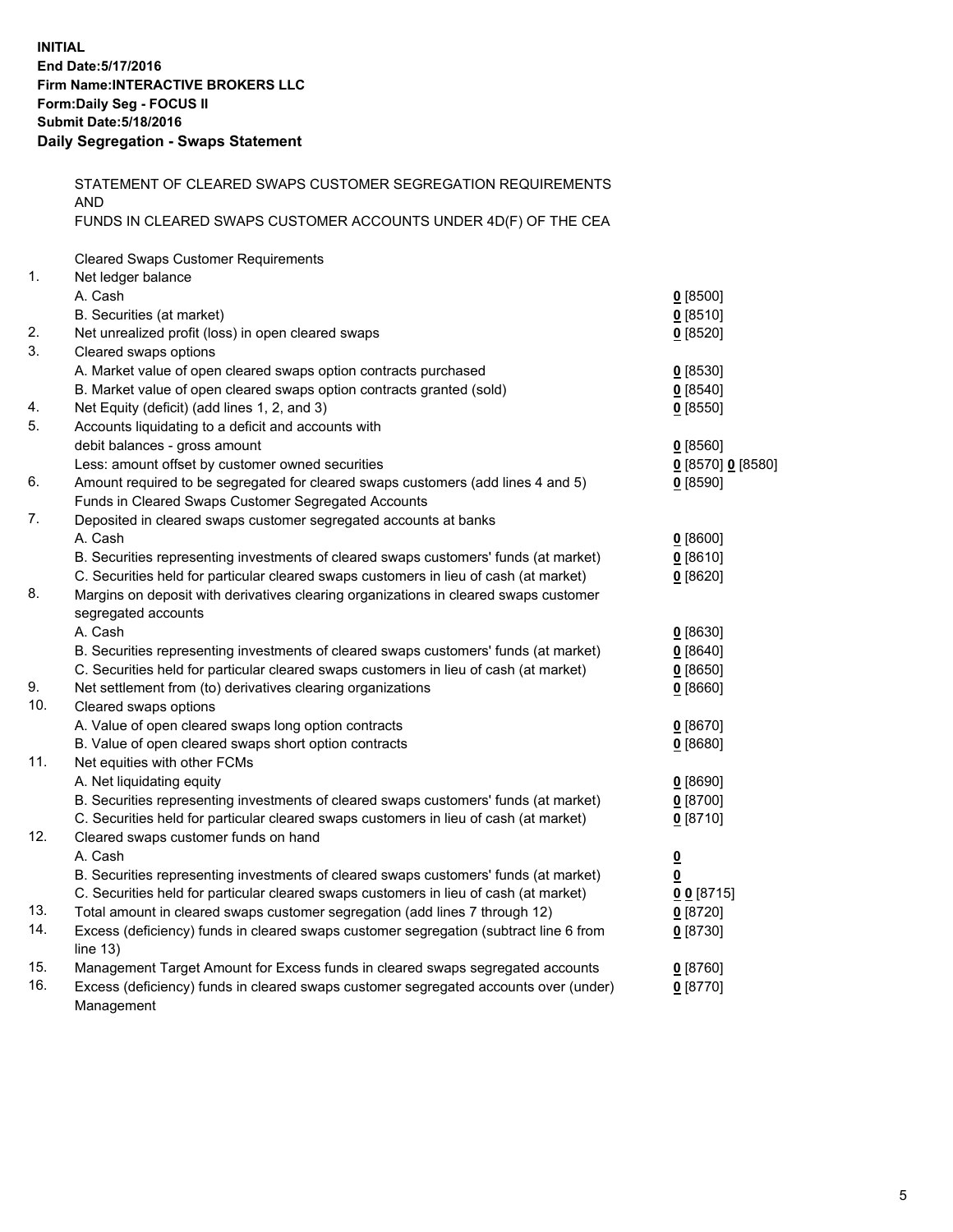**INITIAL**
**End Date:5/17/2016**
**Firm Name:INTERACTIVE BROKERS LLC**
**Form:Daily Seg - FOCUS II**
**Submit Date:5/18/2016**
**Daily Segregation - Swaps Statement**

STATEMENT OF CLEARED SWAPS CUSTOMER SEGREGATION REQUIREMENTS AND FUNDS IN CLEARED SWAPS CUSTOMER ACCOUNTS UNDER 4D(F) OF THE CEA

| | | |
|---|---|---|
| | Cleared Swaps Customer Requirements | |
| 1. | Net ledger balance | |
| | A. Cash | 0 [8500] |
| | B. Securities (at market) | 0 [8510] |
| 2. | Net unrealized profit (loss) in open cleared swaps | 0 [8520] |
| 3. | Cleared swaps options | |
| | A. Market value of open cleared swaps option contracts purchased | 0 [8530] |
| | B. Market value of open cleared swaps option contracts granted (sold) | 0 [8540] |
| 4. | Net Equity (deficit) (add lines 1, 2, and 3) | 0 [8550] |
| 5. | Accounts liquidating to a deficit and accounts with debit balances - gross amount | 0 [8560] |
| | Less: amount offset by customer owned securities | 0 [8570] 0 [8580] |
| 6. | Amount required to be segregated for cleared swaps customers (add lines 4 and 5) | 0 [8590] |
| | Funds in Cleared Swaps Customer Segregated Accounts | |
| 7. | Deposited in cleared swaps customer segregated accounts at banks | |
| | A. Cash | 0 [8600] |
| | B. Securities representing investments of cleared swaps customers' funds (at market) | 0 [8610] |
| | C. Securities held for particular cleared swaps customers in lieu of cash (at market) | 0 [8620] |
| 8. | Margins on deposit with derivatives clearing organizations in cleared swaps customer segregated accounts | |
| | A. Cash | 0 [8630] |
| | B. Securities representing investments of cleared swaps customers' funds (at market) | 0 [8640] |
| | C. Securities held for particular cleared swaps customers in lieu of cash (at market) | 0 [8650] |
| 9. | Net settlement from (to) derivatives clearing organizations | 0 [8660] |
| 10. | Cleared swaps options | |
| | A. Value of open cleared swaps long option contracts | 0 [8670] |
| | B. Value of open cleared swaps short option contracts | 0 [8680] |
| 11. | Net equities with other FCMs | |
| | A. Net liquidating equity | 0 [8690] |
| | B. Securities representing investments of cleared swaps customers' funds (at market) | 0 [8700] |
| | C. Securities held for particular cleared swaps customers in lieu of cash (at market) | 0 [8710] |
| 12. | Cleared swaps customer funds on hand | |
| | A. Cash | 0 |
| | B. Securities representing investments of cleared swaps customers' funds (at market) | 0 |
| | C. Securities held for particular cleared swaps customers in lieu of cash (at market) | 0 0 [8715] |
| 13. | Total amount in cleared swaps customer segregation (add lines 7 through 12) | 0 [8720] |
| 14. | Excess (deficiency) funds in cleared swaps customer segregation (subtract line 6 from line 13) | 0 [8730] |
| 15. | Management Target Amount for Excess funds in cleared swaps segregated accounts | 0 [8760] |
| 16. | Excess (deficiency) funds in cleared swaps customer segregated accounts over (under) Management | 0 [8770] |